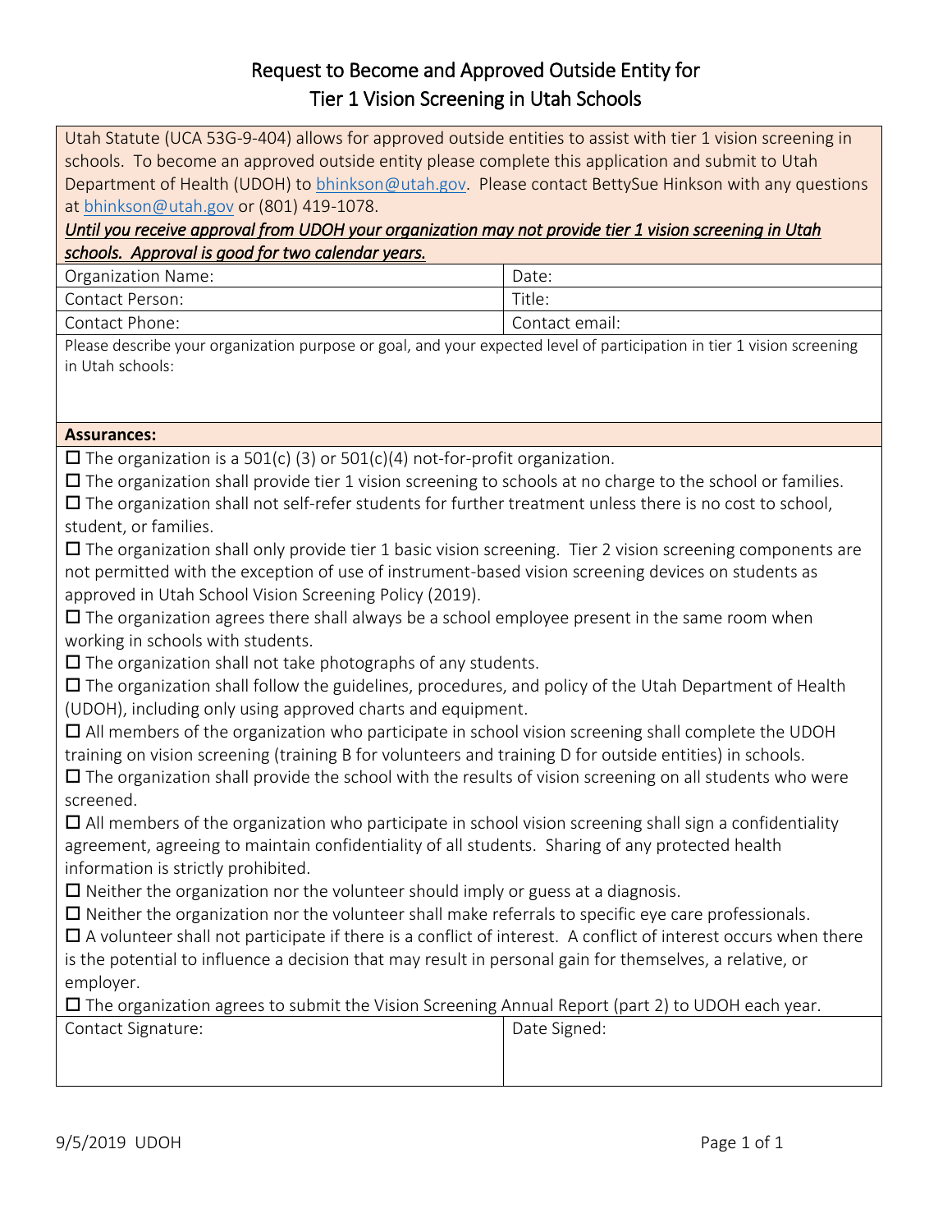# Request to Become and Approved Outside Entity for Tier 1 Vision Screening in Utah Schools

Utah Statute (UCA 53G-9-404) allows for approved outside entities to assist with tier 1 vision screening in schools. To become an approved outside entity please complete this application and submit to Utah Department of Health (UDOH) to bhinkson@utah.gov. Please contact BettySue Hinkson with any questions at bhinkson@utah.gov or (801) 419-1078.

***Until you receive approval from UDOH your organization may not provide tier 1 vision screening in Utah schools. Approval is good for two calendar years.***

| Organization Name: | Date: |
|---|---|
| Contact Person: | Title: |
| Contact Phone: | Contact email: |

Please describe your organization purpose or goal, and your expected level of participation in tier 1 vision screening in Utah schools:

**Assurances:**

☐ The organization is a 501(c) (3) or 501(c)(4) not-for-profit organization.

☐ The organization shall provide tier 1 vision screening to schools at no charge to the school or families.

☐ The organization shall not self-refer students for further treatment unless there is no cost to school, student, or families.

☐ The organization shall only provide tier 1 basic vision screening. Tier 2 vision screening components are not permitted with the exception of use of instrument-based vision screening devices on students as approved in Utah School Vision Screening Policy (2019).

☐ The organization agrees there shall always be a school employee present in the same room when working in schools with students.

☐ The organization shall not take photographs of any students.

☐ The organization shall follow the guidelines, procedures, and policy of the Utah Department of Health (UDOH), including only using approved charts and equipment.

☐ All members of the organization who participate in school vision screening shall complete the UDOH training on vision screening (training B for volunteers and training D for outside entities) in schools.

☐ The organization shall provide the school with the results of vision screening on all students who were screened.

☐ All members of the organization who participate in school vision screening shall sign a confidentiality agreement, agreeing to maintain confidentiality of all students. Sharing of any protected health information is strictly prohibited.

☐ Neither the organization nor the volunteer should imply or guess at a diagnosis.

☐ Neither the organization nor the volunteer shall make referrals to specific eye care professionals.

☐ A volunteer shall not participate if there is a conflict of interest. A conflict of interest occurs when there is the potential to influence a decision that may result in personal gain for themselves, a relative, or employer.

☐ The organization agrees to submit the Vision Screening Annual Report (part 2) to UDOH each year.

| Contact Signature: | Date Signed: |
|---|---|

9/5/2019 UDOH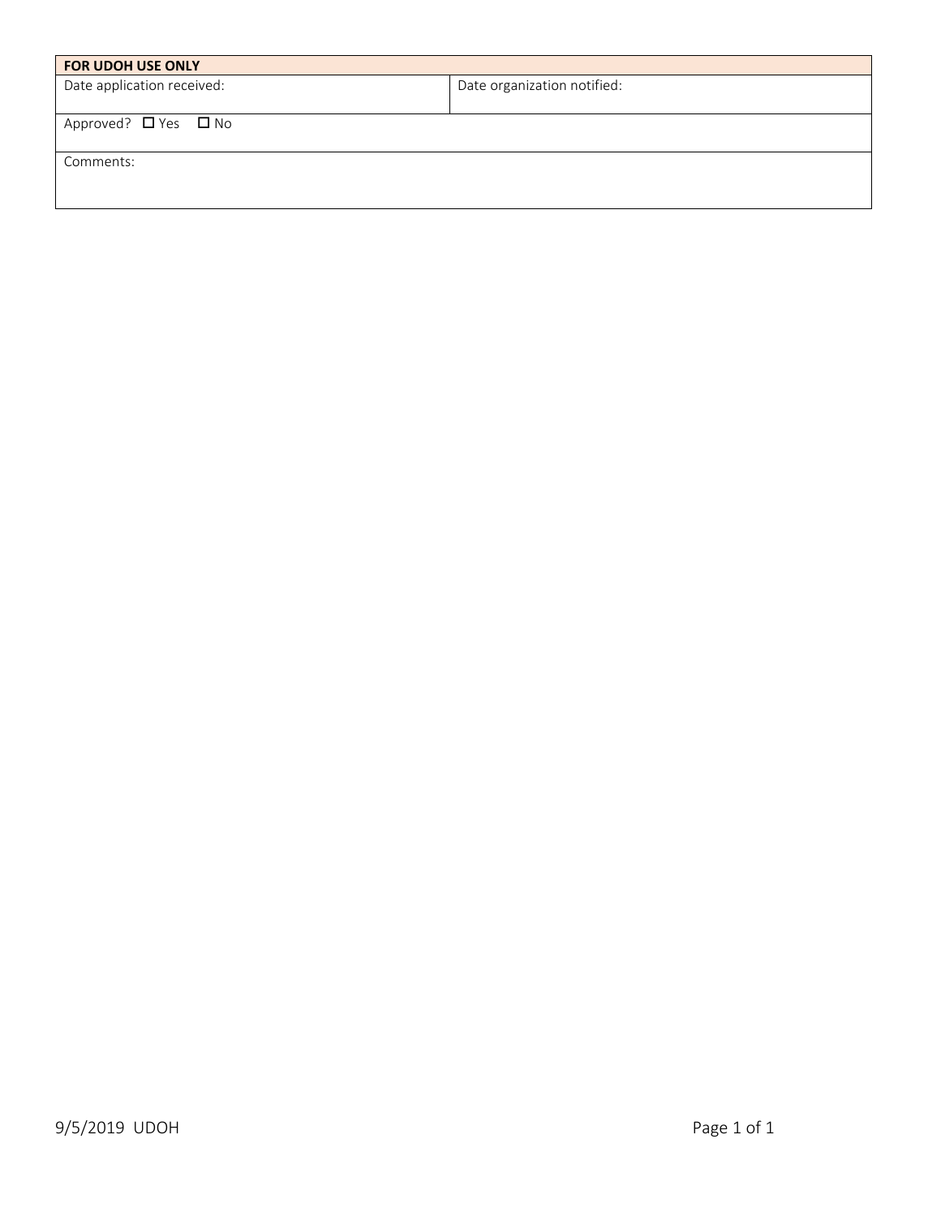| FOR UDOH USE ONLY | |
|---|---|
| Date application received: | Date organization notified: |
| Approved? ☐ Yes ☐ No | |
| Comments: | |

9/5/2019 UDOH